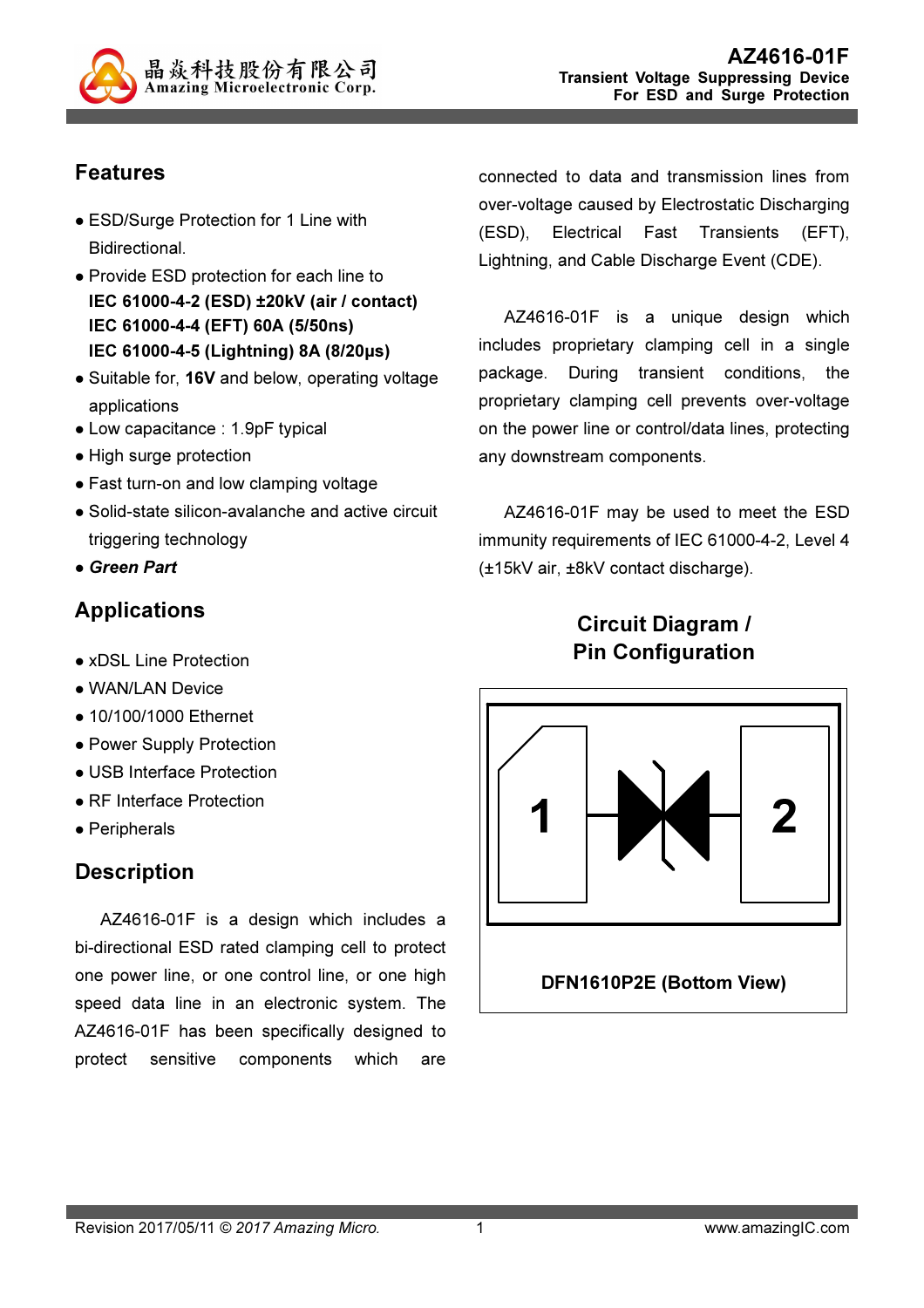# AZ4616-01F

**Transient Voltage Suppressing Device**
**For ESD and Surge Protection**

## Features

- ESD/Surge Protection for 1 Line with Bidirectional.
- Provide ESD protection for each line to
  **IEC 61000-4-2 (ESD) ±20kV (air / contact)**
  **IEC 61000-4-4 (EFT) 60A (5/50ns)**
  **IEC 61000-4-5 (Lightning) 8A (8/20μs)**
- Suitable for, **16V** and below, operating voltage applications
- Low capacitance : 1.9pF typical
- High surge protection
- Fast turn-on and low clamping voltage
- Solid-state silicon-avalanche and active circuit triggering technology
- ***Green Part***

## Applications

- xDSL Line Protection
- WAN/LAN Device
- 10/100/1000 Ethernet
- Power Supply Protection
- USB Interface Protection
- RF Interface Protection
- Peripherals

## Description

AZ4616-01F is a design which includes a bi-directional ESD rated clamping cell to protect one power line, or one control line, or one high speed data line in an electronic system. The AZ4616-01F has been specifically designed to protect sensitive components which are connected to data and transmission lines from over-voltage caused by Electrostatic Discharging (ESD), Electrical Fast Transients (EFT), Lightning, and Cable Discharge Event (CDE).

AZ4616-01F is a unique design which includes proprietary clamping cell in a single package. During transient conditions, the proprietary clamping cell prevents over-voltage on the power line or control/data lines, protecting any downstream components.

AZ4616-01F may be used to meet the ESD immunity requirements of IEC 61000-4-2, Level 4 (±15kV air, ±8kV contact discharge).

## Circuit Diagram / Pin Configuration

1 2

DFN1610P2E (Bottom View)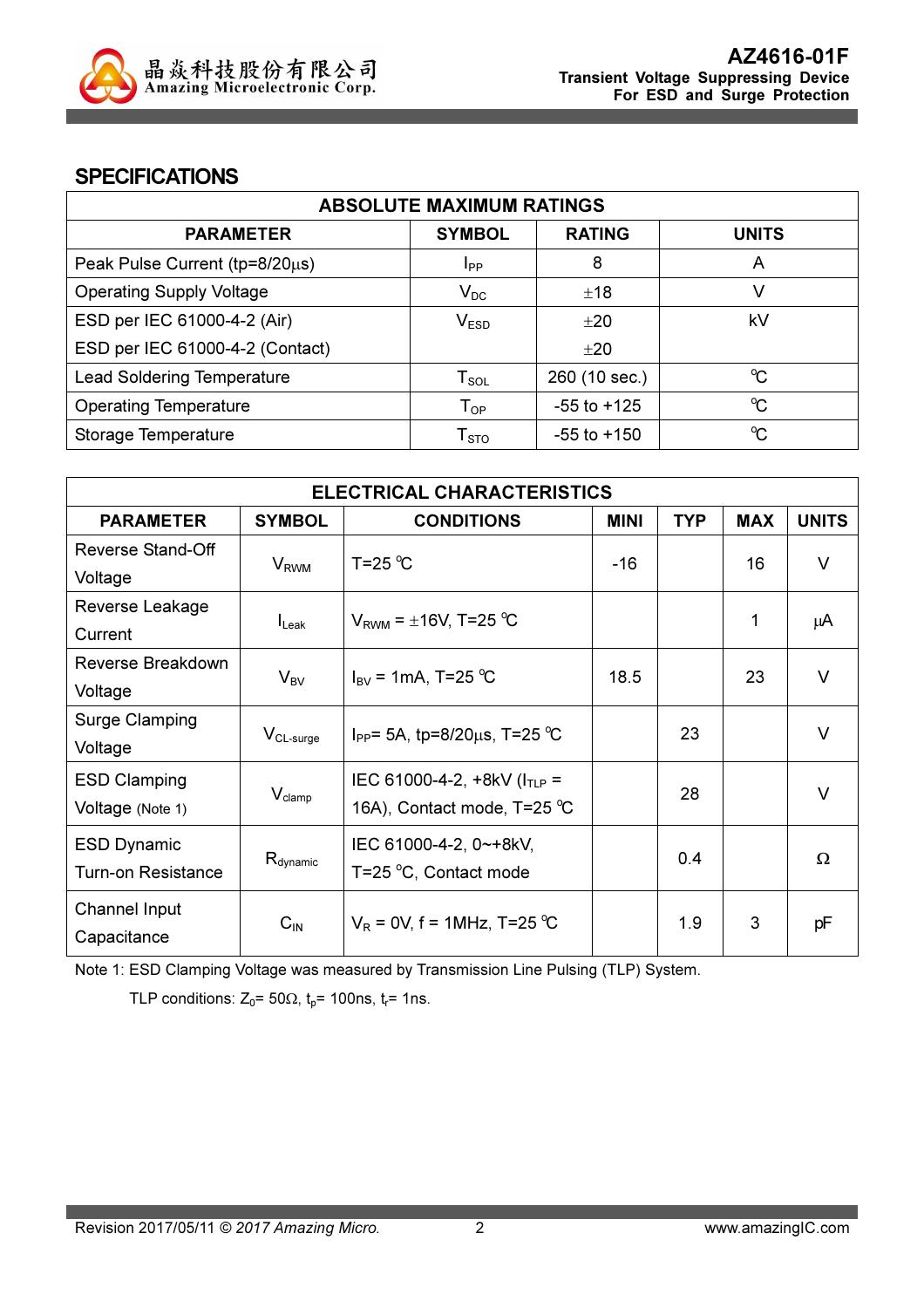## SPECIFICATIONS

| ABSOLUTE MAXIMUM RATINGS | | | |
|---|---|---|---|
| **PARAMETER** | **SYMBOL** | **RATING** | **UNITS** |
| Peak Pulse Current (tp=8/20μs) | $I_{PP}$ | 8 | A |
| Operating Supply Voltage | $V_{DC}$ | ±18 | V |
| ESD per IEC 61000-4-2 (Air) | $V_{ESD}$ | ±20 | kV |
| ESD per IEC 61000-4-2 (Contact) | | ±20 | |
| Lead Soldering Temperature | $T_{SOL}$ | 260 (10 sec.) | ℃ |
| Operating Temperature | $T_{OP}$ | -55 to +125 | ℃ |
| Storage Temperature | $T_{STO}$ | -55 to +150 | ℃ |

| ELECTRICAL CHARACTERISTICS | | | | | | |
|---|---|---|---|---|---|---|
| **PARAMETER** | **SYMBOL** | **CONDITIONS** | **MINI** | **TYP** | **MAX** | **UNITS** |
| Reverse Stand-Off Voltage | $V_{RWM}$ | T=25 ℃ | -16 | | 16 | V |
| Reverse Leakage Current | $I_{Leak}$ | $V_{RWM}$ = ±16V, T=25 ℃ | | | 1 | μA |
| Reverse Breakdown Voltage | $V_{BV}$ | $I_{BV}$ = 1mA, T=25 ℃ | 18.5 | | 23 | V |
| Surge Clamping Voltage | $V_{CL-surge}$ | $I_{PP}$= 5A, tp=8/20μs, T=25 ℃ | | 23 | | V |
| ESD Clamping Voltage (Note 1) | $V_{clamp}$ | IEC 61000-4-2, +8kV ($I_{TLP}$ = 16A), Contact mode, T=25 ℃ | | 28 | | V |
| ESD Dynamic Turn-on Resistance | $R_{dynamic}$ | IEC 61000-4-2, 0~+8kV, T=25 °C, Contact mode | | 0.4 | | Ω |
| Channel Input Capacitance | $C_{IN}$ | $V_R$ = 0V, f = 1MHz, T=25 ℃ | | 1.9 | 3 | pF |

Note 1: ESD Clamping Voltage was measured by Transmission Line Pulsing (TLP) System.

TLP conditions: $Z_0$= 50Ω, $t_p$= 100ns, $t_r$= 1ns.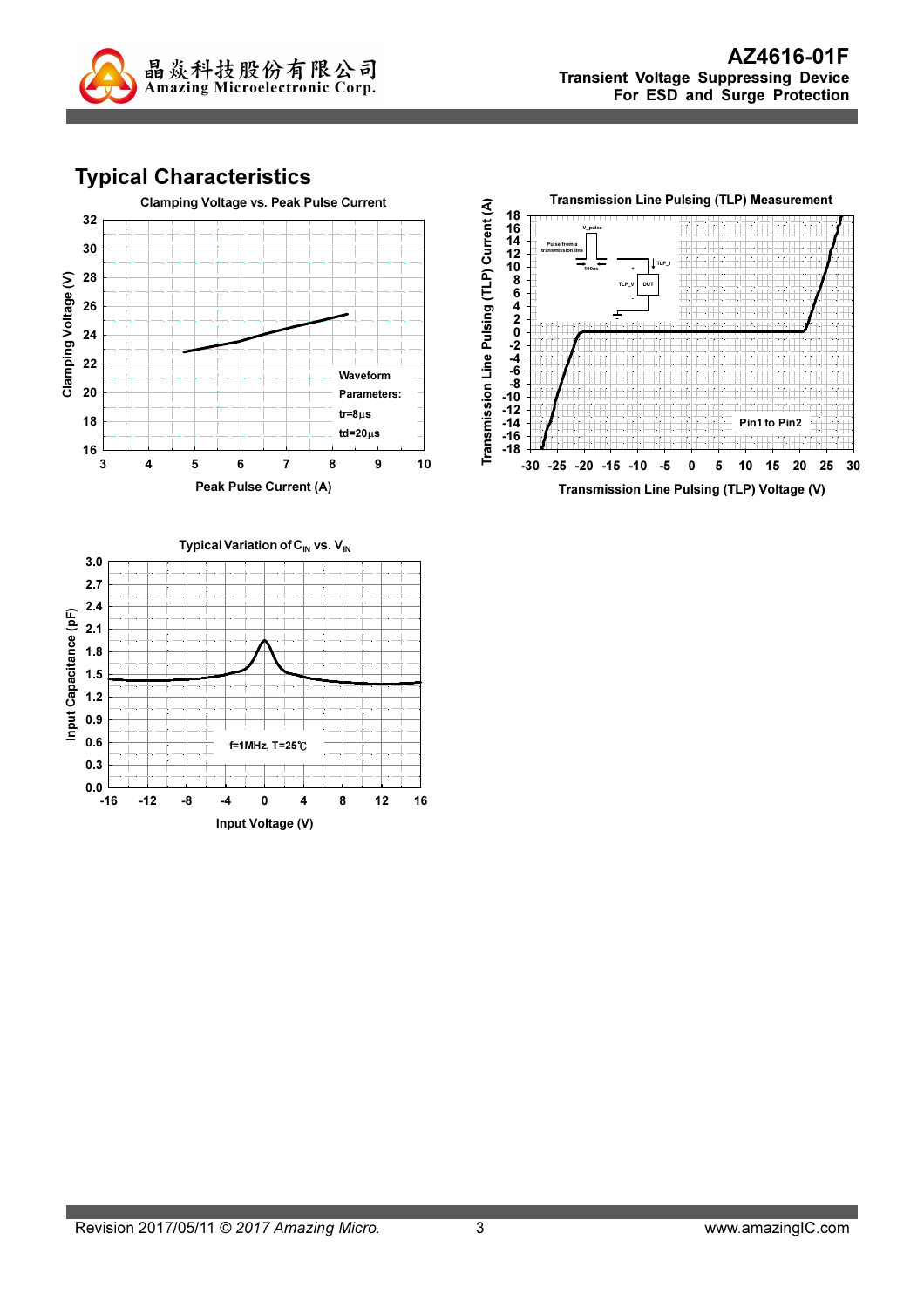## Typical Characteristics

**Clamping Voltage vs. Peak Pulse Current**

Clamping Voltage (V) vs. Peak Pulse Current (A)

Waveform Parameters:
tr=8μs
td=20μs

**Transmission Line Pulsing (TLP) Measurement**

Transmission Line Pulsing (TLP) Current (A) vs. Transmission Line Pulsing (TLP) Voltage (V)

Pin1 to Pin2

**Typical Variation of $C_{IN}$ vs. $V_{IN}$**

Input Capacitance (pF) vs. Input Voltage (V)

f=1MHz, T=25℃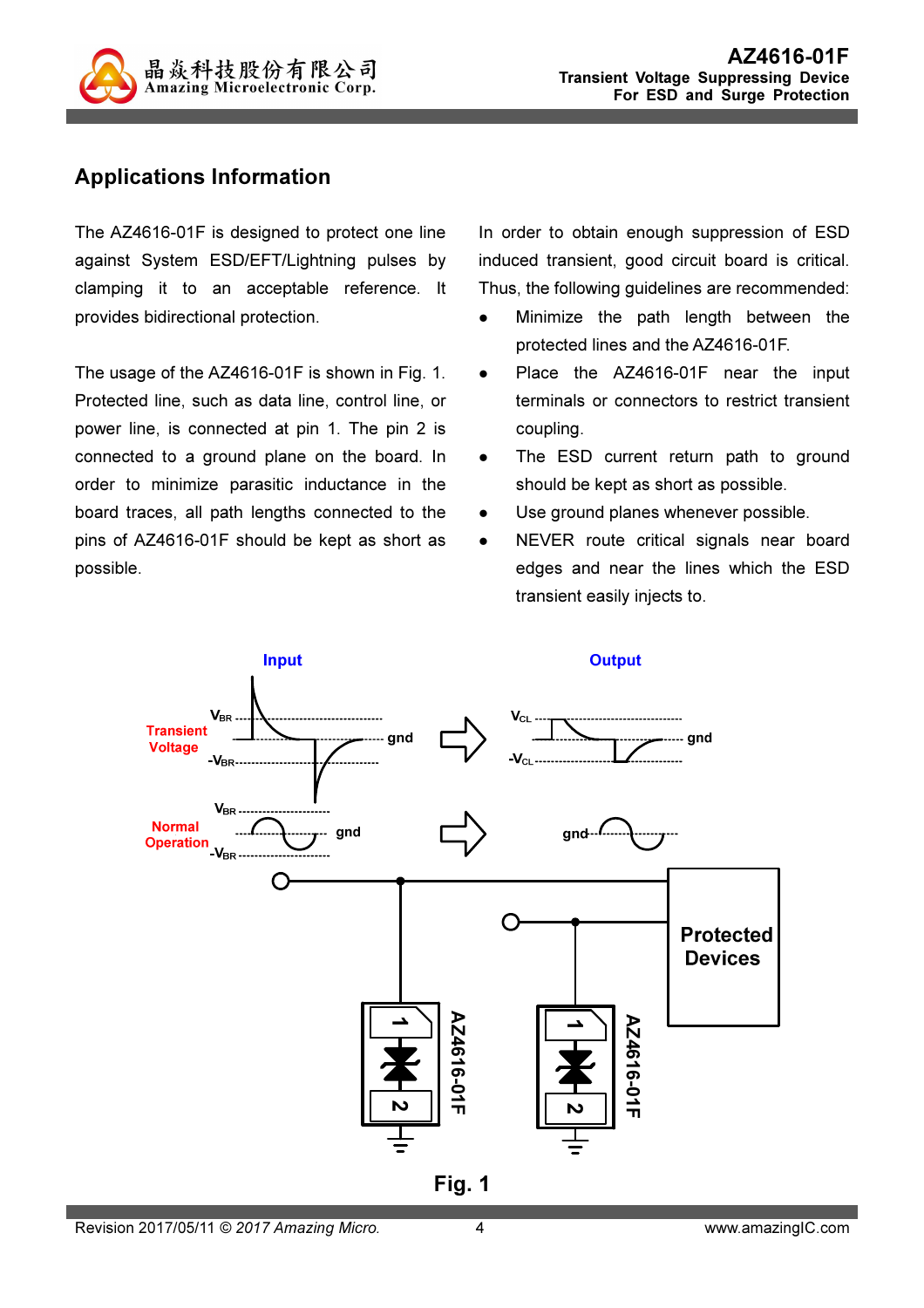## Applications Information

The AZ4616-01F is designed to protect one line against System ESD/EFT/Lightning pulses by clamping it to an acceptable reference. It provides bidirectional protection.

The usage of the AZ4616-01F is shown in Fig. 1. Protected line, such as data line, control line, or power line, is connected at pin 1. The pin 2 is connected to a ground plane on the board. In order to minimize parasitic inductance in the board traces, all path lengths connected to the pins of AZ4616-01F should be kept as short as possible.

In order to obtain enough suppression of ESD induced transient, good circuit board is critical. Thus, the following guidelines are recommended:

- Minimize the path length between the protected lines and the AZ4616-01F.
- Place the AZ4616-01F near the input terminals or connectors to restrict transient coupling.
- The ESD current return path to ground should be kept as short as possible.
- Use ground planes whenever possible.
- NEVER route critical signals near board edges and near the lines which the ESD transient easily injects to.

Fig. 1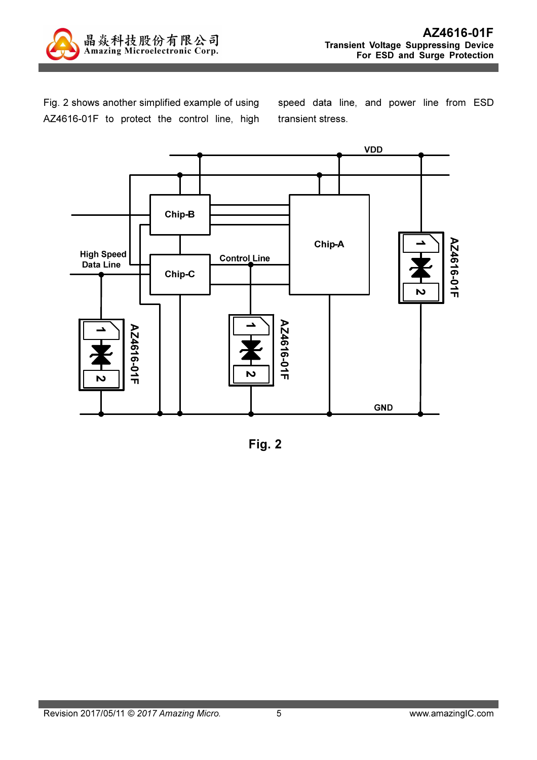Fig. 2 shows another simplified example of using AZ4616-01F to protect the control line, high speed data line, and power line from ESD transient stress.

Fig. 2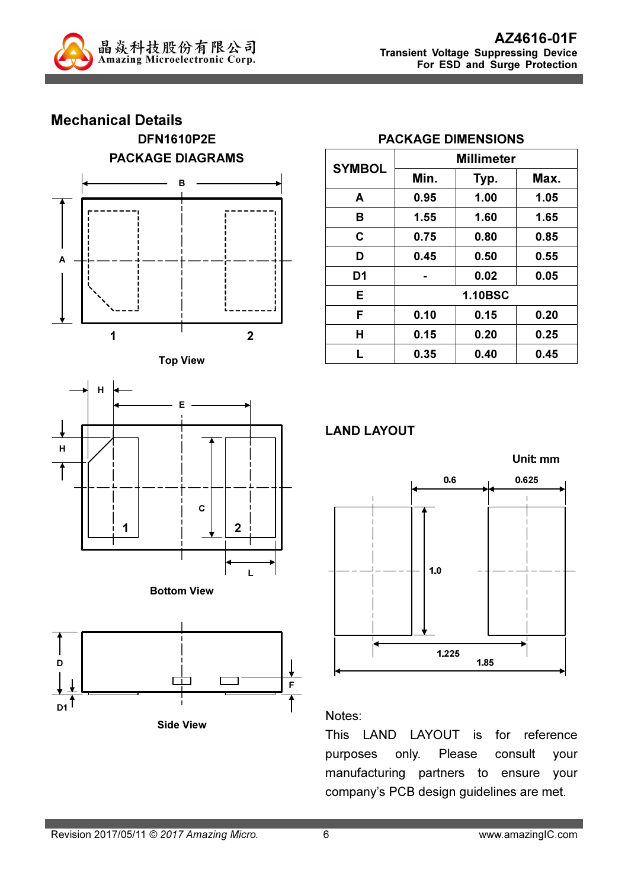## Mechanical Details

**DFN1610P2E**

**PACKAGE DIAGRAMS**

Top View

Bottom View

Side View

**PACKAGE DIMENSIONS**

| SYMBOL | Millimeter | | |
|---|---|---|---|
| | Min. | Typ. | Max. |
| A | 0.95 | 1.00 | 1.05 |
| B | 1.55 | 1.60 | 1.65 |
| C | 0.75 | 0.80 | 0.85 |
| D | 0.45 | 0.50 | 0.55 |
| D1 | - | 0.02 | 0.05 |
| E | 1.10BSC | | |
| F | 0.10 | 0.15 | 0.20 |
| H | 0.15 | 0.20 | 0.25 |
| L | 0.35 | 0.40 | 0.45 |

**LAND LAYOUT**

Unit: mm

Notes:

This LAND LAYOUT is for reference purposes only. Please consult your manufacturing partners to ensure your company's PCB design guidelines are met.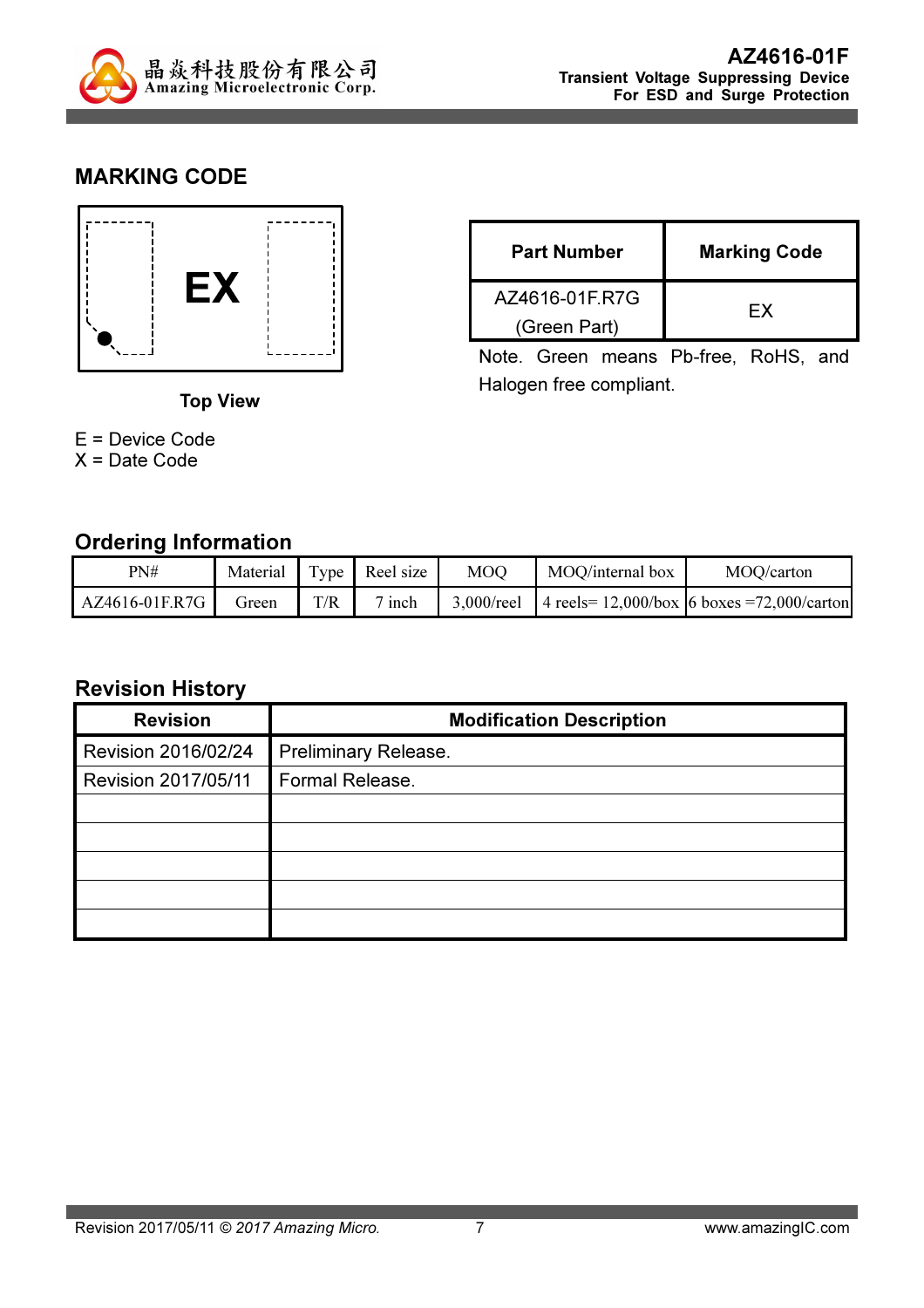## MARKING CODE

EX

Top View

E = Device Code
X = Date Code

| Part Number | Marking Code |
|---|---|
| AZ4616-01F.R7G (Green Part) | EX |

Note. Green means Pb-free, RoHS, and Halogen free compliant.

## Ordering Information

| PN# | Material | Type | Reel size | MOQ | MOQ/internal box | MOQ/carton |
|---|---|---|---|---|---|---|
| AZ4616-01F.R7G | Green | T/R | 7 inch | 3,000/reel | 4 reels= 12,000/box | 6 boxes =72,000/carton |

## Revision History

| Revision | Modification Description |
|---|---|
| Revision 2016/02/24 | Preliminary Release. |
| Revision 2017/05/11 | Formal Release. |
| | |
| | |
| | |
| | |
| | |